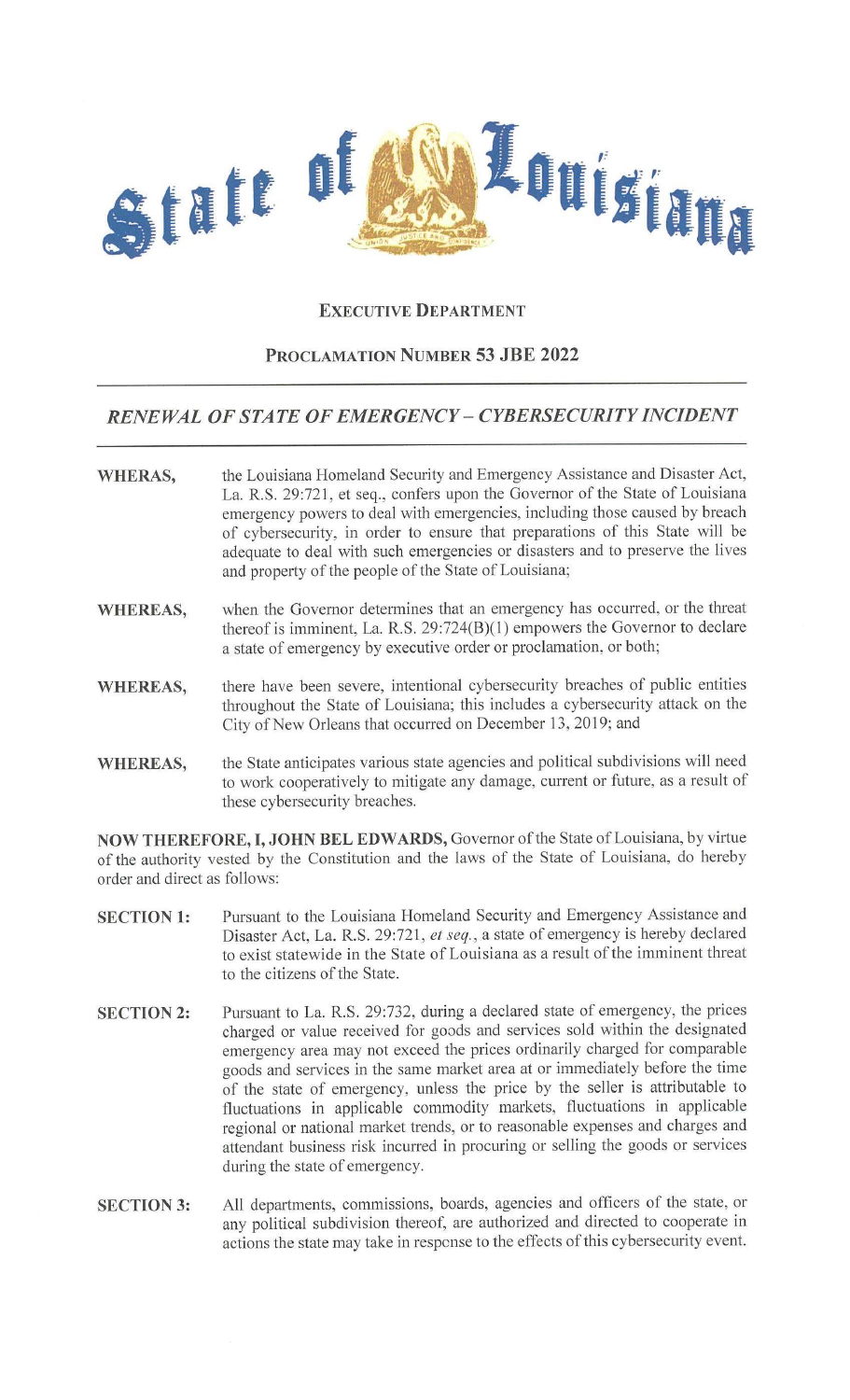# State of Louisiana

**EXECUTIVE DEPARTMENT**

**PROCLAMATION NUMBER 53 JBE 2022**

## *RENEWAL OF STATE OF EMERGENCY – CYBERSECURITY INCIDENT*

**WHERAS,** the Louisiana Homeland Security and Emergency Assistance and Disaster Act, La. R.S. 29:721, et seq., confers upon the Governor of the State of Louisiana emergency powers to deal with emergencies, including those caused by breach of cybersecurity, in order to ensure that preparations of this State will be adequate to deal with such emergencies or disasters and to preserve the lives and property of the people of the State of Louisiana;

**WHEREAS,** when the Governor determines that an emergency has occurred, or the threat thereof is imminent, La. R.S. 29:724(B)(1) empowers the Governor to declare a state of emergency by executive order or proclamation, or both;

**WHEREAS,** there have been severe, intentional cybersecurity breaches of public entities throughout the State of Louisiana; this includes a cybersecurity attack on the City of New Orleans that occurred on December 13, 2019; and

**WHEREAS,** the State anticipates various state agencies and political subdivisions will need to work cooperatively to mitigate any damage, current or future, as a result of these cybersecurity breaches.

**NOW THEREFORE, I, JOHN BEL EDWARDS,** Governor of the State of Louisiana, by virtue of the authority vested by the Constitution and the laws of the State of Louisiana, do hereby order and direct as follows:

**SECTION 1:** Pursuant to the Louisiana Homeland Security and Emergency Assistance and Disaster Act, La. R.S. 29:721, *et seq.*, a state of emergency is hereby declared to exist statewide in the State of Louisiana as a result of the imminent threat to the citizens of the State.

**SECTION 2:** Pursuant to La. R.S. 29:732, during a declared state of emergency, the prices charged or value received for goods and services sold within the designated emergency area may not exceed the prices ordinarily charged for comparable goods and services in the same market area at or immediately before the time of the state of emergency, unless the price by the seller is attributable to fluctuations in applicable commodity markets, fluctuations in applicable regional or national market trends, or to reasonable expenses and charges and attendant business risk incurred in procuring or selling the goods or services during the state of emergency.

**SECTION 3:** All departments, commissions, boards, agencies and officers of the state, or any political subdivision thereof, are authorized and directed to cooperate in actions the state may take in response to the effects of this cybersecurity event.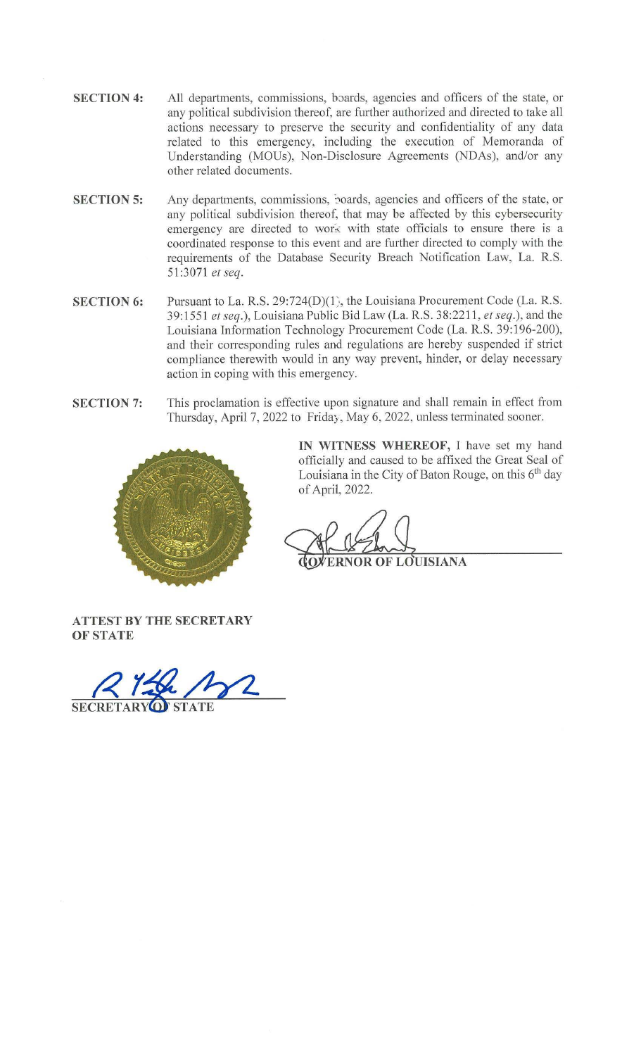**SECTION 4:** All departments, commissions, boards, agencies and officers of the state, or any political subdivision thereof, are further authorized and directed to take all actions necessary to preserve the security and confidentiality of any data related to this emergency, including the execution of Memoranda of Understanding (MOUs), Non-Disclosure Agreements (NDAs), and/or any other related documents.

**SECTION 5:** Any departments, commissions, boards, agencies and officers of the state, or any political subdivision thereof, that may be affected by this cybersecurity emergency are directed to work with state officials to ensure there is a coordinated response to this event and are further directed to comply with the requirements of the Database Security Breach Notification Law, La. R.S. 51:3071 *et seq*.

**SECTION 6:** Pursuant to La. R.S. 29:724(D)(1), the Louisiana Procurement Code (La. R.S. 39:1551 *et seq*.), Louisiana Public Bid Law (La. R.S. 38:2211, *et seq*.), and the Louisiana Information Technology Procurement Code (La. R.S. 39:196-200), and their corresponding rules and regulations are hereby suspended if strict compliance therewith would in any way prevent, hinder, or delay necessary action in coping with this emergency.

**SECTION 7:** This proclamation is effective upon signature and shall remain in effect from Thursday, April 7, 2022 to Friday, May 6, 2022, unless terminated sooner.

**IN WITNESS WHEREOF,** I have set my hand officially and caused to be affixed the Great Seal of Louisiana in the City of Baton Rouge, on this 6th day of April, 2022.

GOVERNOR OF LOUISIANA

**ATTEST BY THE SECRETARY OF STATE**

SECRETARY OF STATE